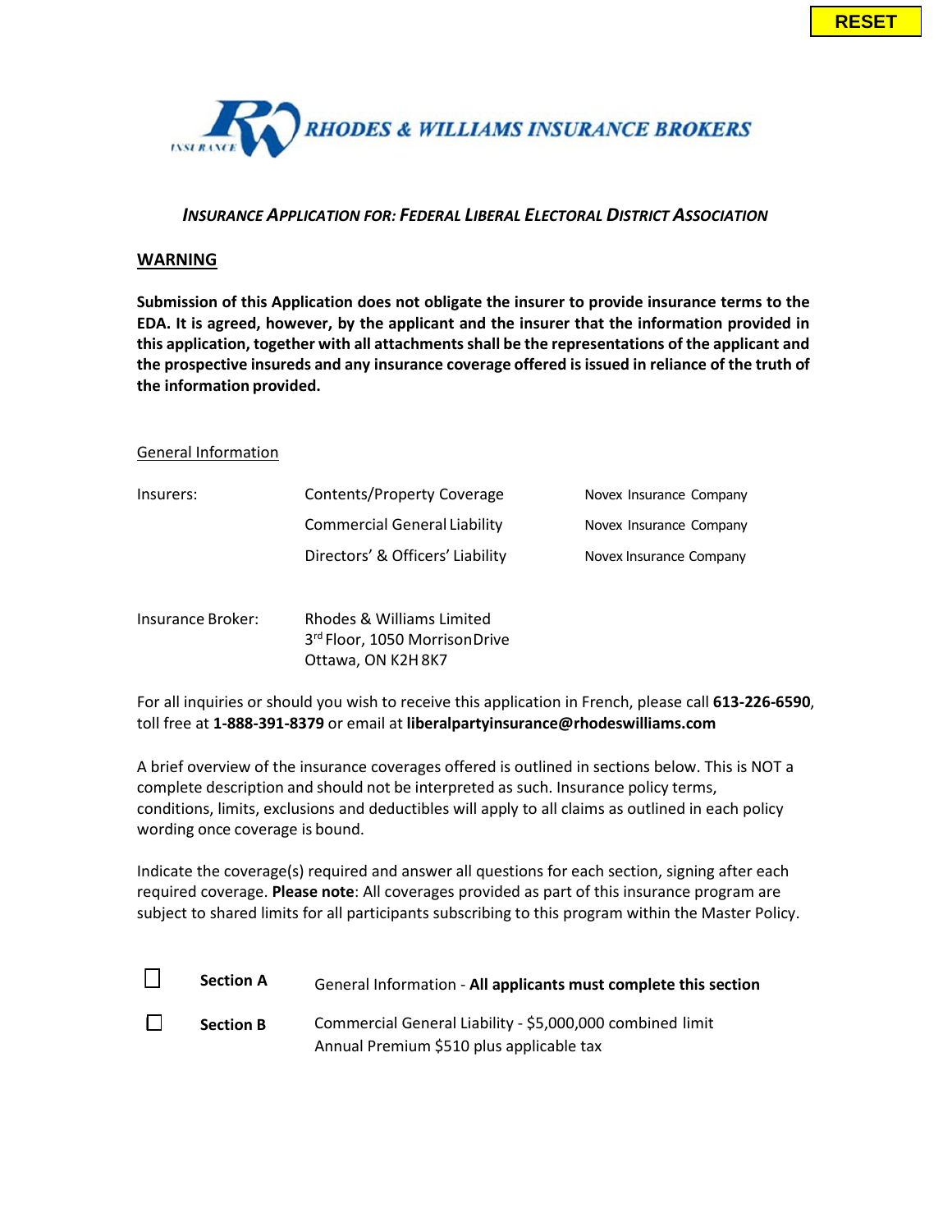RESET

**RHODES & WILLIAMS INSURANCE BROKERS**

### *INSURANCE APPLICATION FOR: FEDERAL LIBERAL ELECTORAL DISTRICT ASSOCIATION*

## WARNING

**Submission of this Application does not obligate the insurer to provide insurance terms to the EDA. It is agreed, however, by the applicant and the insurer that the information provided in this application, together with all attachments shall be the representations of the applicant and the prospective insureds and any insurance coverage offered is issued in reliance of the truth of the information provided.**

General Information

| | | |
|---|---|---|
| Insurers: | Contents/Property Coverage | Novex Insurance Company |
| | Commercial General Liability | Novex Insurance Company |
| | Directors' & Officers' Liability | Novex Insurance Company |

Insurance Broker: Rhodes & Williams Limited
3rd Floor, 1050 Morrison Drive
Ottawa, ON K2H 8K7

For all inquiries or should you wish to receive this application in French, please call **613-226-6590**, toll free at **1-888-391-8379** or email at **liberalpartyinsurance@rhodeswilliams.com**

A brief overview of the insurance coverages offered is outlined in sections below. This is NOT a complete description and should not be interpreted as such. Insurance policy terms, conditions, limits, exclusions and deductibles will apply to all claims as outlined in each policy wording once coverage is bound.

Indicate the coverage(s) required and answer all questions for each section, signing after each required coverage. **Please note**: All coverages provided as part of this insurance program are subject to shared limits for all participants subscribing to this program within the Master Policy.

| | | |
|---|---|---|
| ☐ | **Section A** | General Information - **All applicants must complete this section** |
| ☐ | **Section B** | Commercial General Liability - $5,000,000 combined limit<br>Annual Premium $510 plus applicable tax |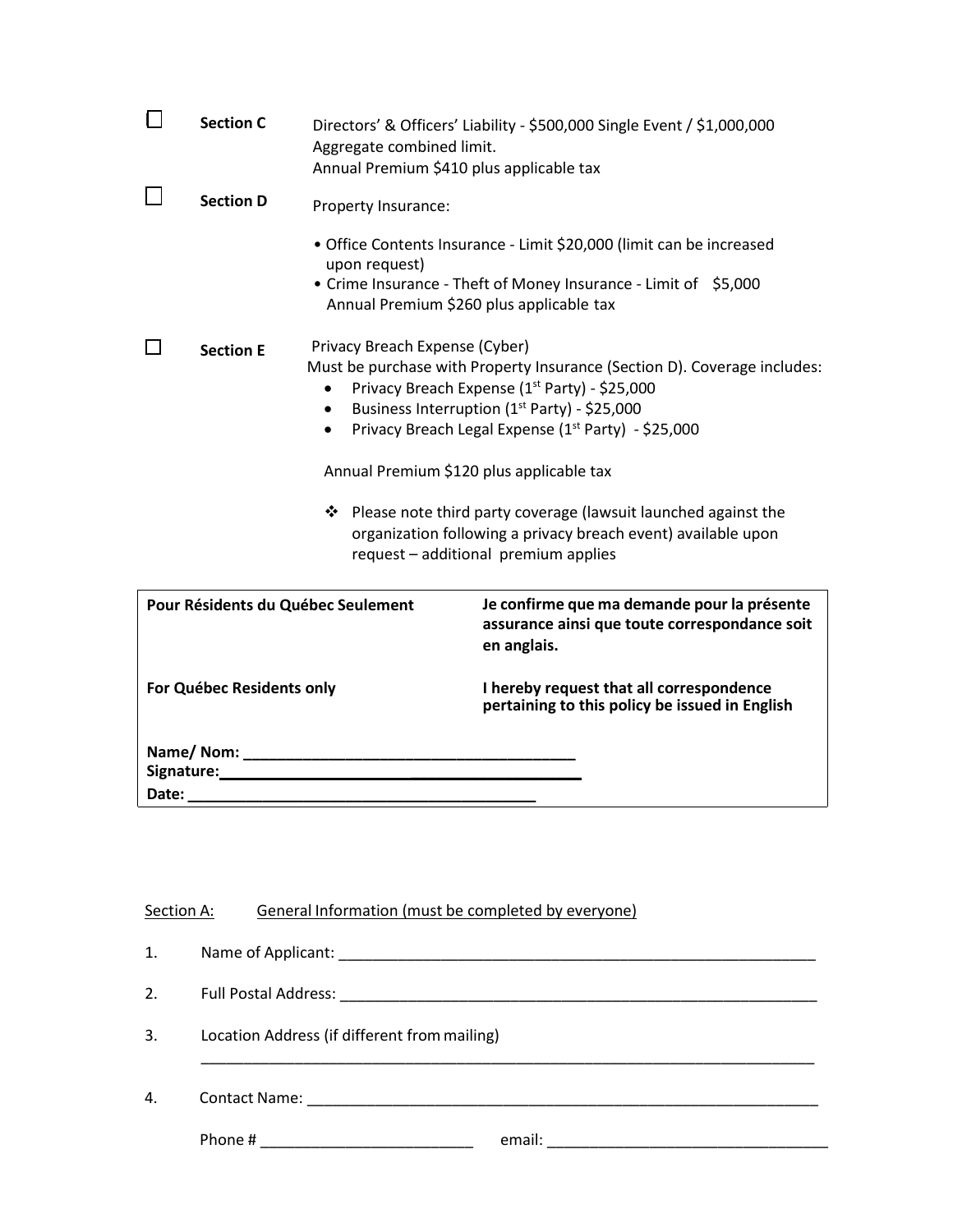☐ **Section C** Directors' & Officers' Liability - $500,000 Single Event / $1,000,000 Aggregate combined limit.
Annual Premium $410 plus applicable tax

☐ **Section D** Property Insurance:

- Office Contents Insurance - Limit $20,000 (limit can be increased upon request)
- Crime Insurance - Theft of Money Insurance - Limit of $5,000
  Annual Premium $260 plus applicable tax

☐ **Section E** Privacy Breach Expense (Cyber)
Must be purchase with Property Insurance (Section D). Coverage includes:

- Privacy Breach Expense (1st Party) - $25,000
- Business Interruption (1st Party) - $25,000
- Privacy Breach Legal Expense (1st Party) - $25,000

Annual Premium $120 plus applicable tax

- ❖ Please note third party coverage (lawsuit launched against the organization following a privacy breach event) available upon request – additional premium applies

| **Pour Résidents du Québec Seulement** | **Je confirme que ma demande pour la présente assurance ainsi que toute correspondance soit en anglais.** |
|---|---|
| **For Québec Residents only** | **I hereby request that all correspondence pertaining to this policy be issued in English** |
| **Name/ Nom:** ______________________________________ | |
| **Signature:**___________________________________________ | |
| **Date:** ________________________________________ | |

Section A: General Information (must be completed by everyone)

1. Name of Applicant: ___________________________________________________________
2. Full Postal Address: ___________________________________________________________
3. Location Address (if different from mailing)
   ___________________________________________________________________________
4. Contact Name: ________________________________________________________________

   Phone # _________________________ email: _________________________________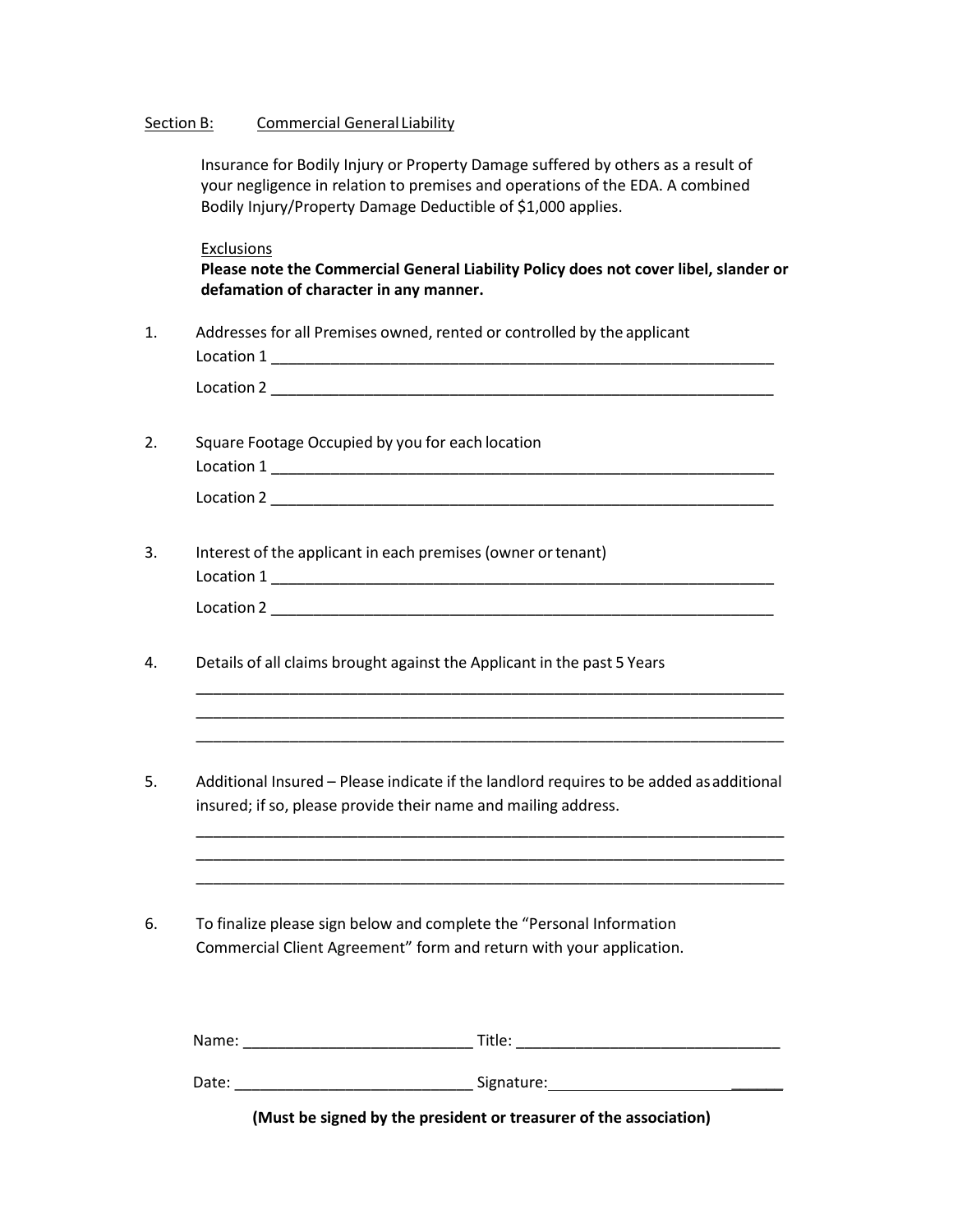Section B: Commercial General Liability

Insurance for Bodily Injury or Property Damage suffered by others as a result of your negligence in relation to premises and operations of the EDA. A combined Bodily Injury/Property Damage Deductible of $1,000 applies.

Exclusions

**Please note the Commercial General Liability Policy does not cover libel, slander or defamation of character in any manner.**

1. Addresses for all Premises owned, rented or controlled by the applicant

   Location 1 _______________________________________________________________

   Location 2 _______________________________________________________________

2. Square Footage Occupied by you for each location

   Location 1 _______________________________________________________________

   Location 2 _______________________________________________________________

3. Interest of the applicant in each premises (owner or tenant)

   Location 1 _______________________________________________________________

   Location 2 _______________________________________________________________

4. Details of all claims brought against the Applicant in the past 5 Years

   ___________________________________________________________________________

   ___________________________________________________________________________

   ___________________________________________________________________________

5. Additional Insured – Please indicate if the landlord requires to be added as additional insured; if so, please provide their name and mailing address.

   ___________________________________________________________________________

   ___________________________________________________________________________

   ___________________________________________________________________________

6. To finalize please sign below and complete the "Personal Information Commercial Client Agreement" form and return with your application.

Name: ___________________________ Title: _______________________________

Date: ____________________________ Signature: ____________________________

**(Must be signed by the president or treasurer of the association)**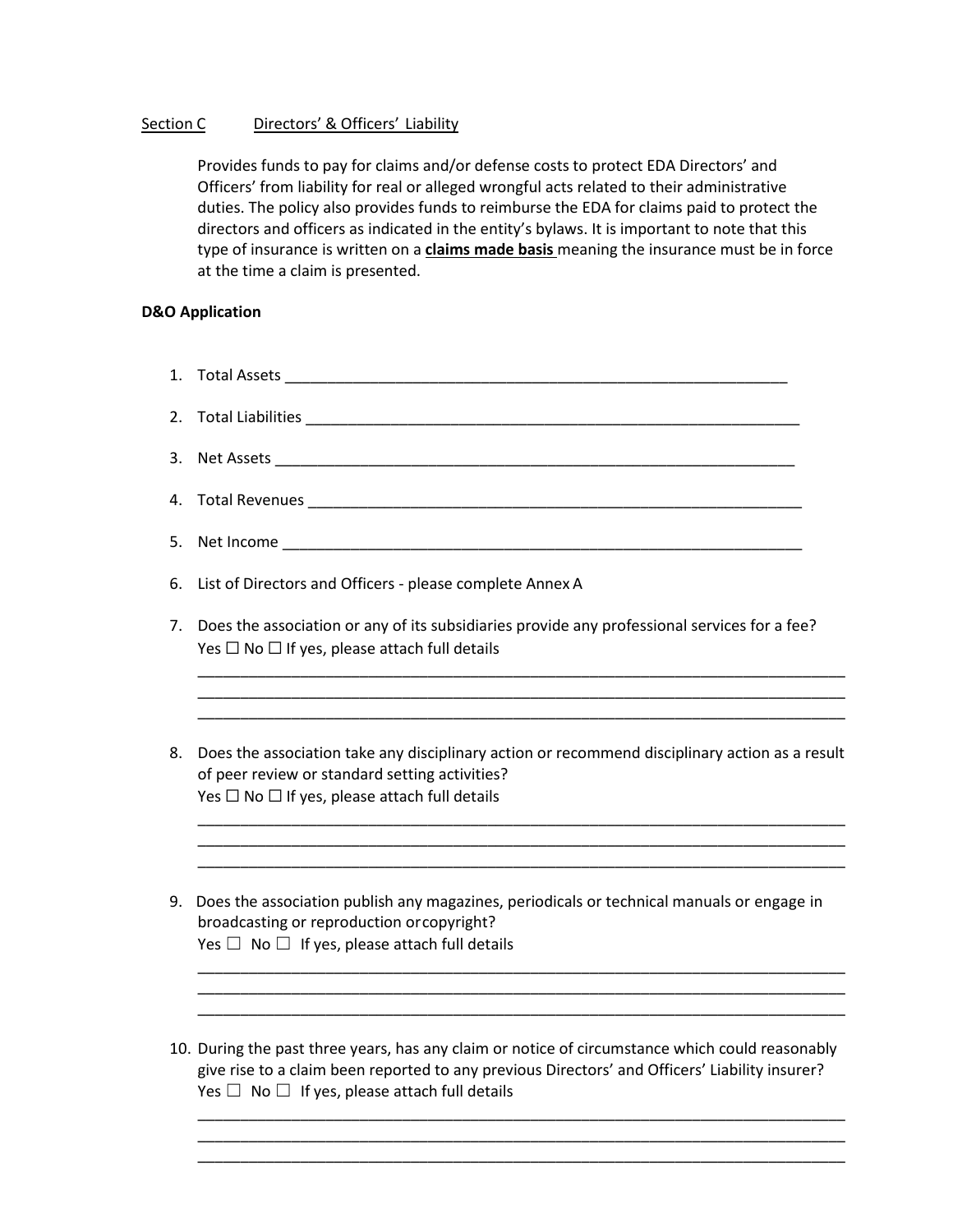Section C Directors' & Officers' Liability

Provides funds to pay for claims and/or defense costs to protect EDA Directors' and Officers' from liability for real or alleged wrongful acts related to their administrative duties. The policy also provides funds to reimburse the EDA for claims paid to protect the directors and officers as indicated in the entity's bylaws. It is important to note that this type of insurance is written on a **claims made basis** meaning the insurance must be in force at the time a claim is presented.

**D&O Application**

1. Total Assets ______________________________________________________________
2. Total Liabilities ___________________________________________________________
3. Net Assets ________________________________________________________________
4. Total Revenues ____________________________________________________________
5. Net Income _______________________________________________________________
6. List of Directors and Officers - please complete Annex A
7. Does the association or any of its subsidiaries provide any professional services for a fee?
   Yes ☐ No ☐ If yes, please attach full details
   ______________________________________________________________________________
   ______________________________________________________________________________
   ______________________________________________________________________________
8. Does the association take any disciplinary action or recommend disciplinary action as a result of peer review or standard setting activities?
   Yes ☐ No ☐ If yes, please attach full details
   ______________________________________________________________________________
   ______________________________________________________________________________
   ______________________________________________________________________________
9. Does the association publish any magazines, periodicals or technical manuals or engage in broadcasting or reproduction or copyright?
   Yes ☐ No ☐ If yes, please attach full details
   ______________________________________________________________________________
   ______________________________________________________________________________
   ______________________________________________________________________________
10. During the past three years, has any claim or notice of circumstance which could reasonably give rise to a claim been reported to any previous Directors' and Officers' Liability insurer?
    Yes ☐ No ☐ If yes, please attach full details
    ______________________________________________________________________________
    ______________________________________________________________________________
    ______________________________________________________________________________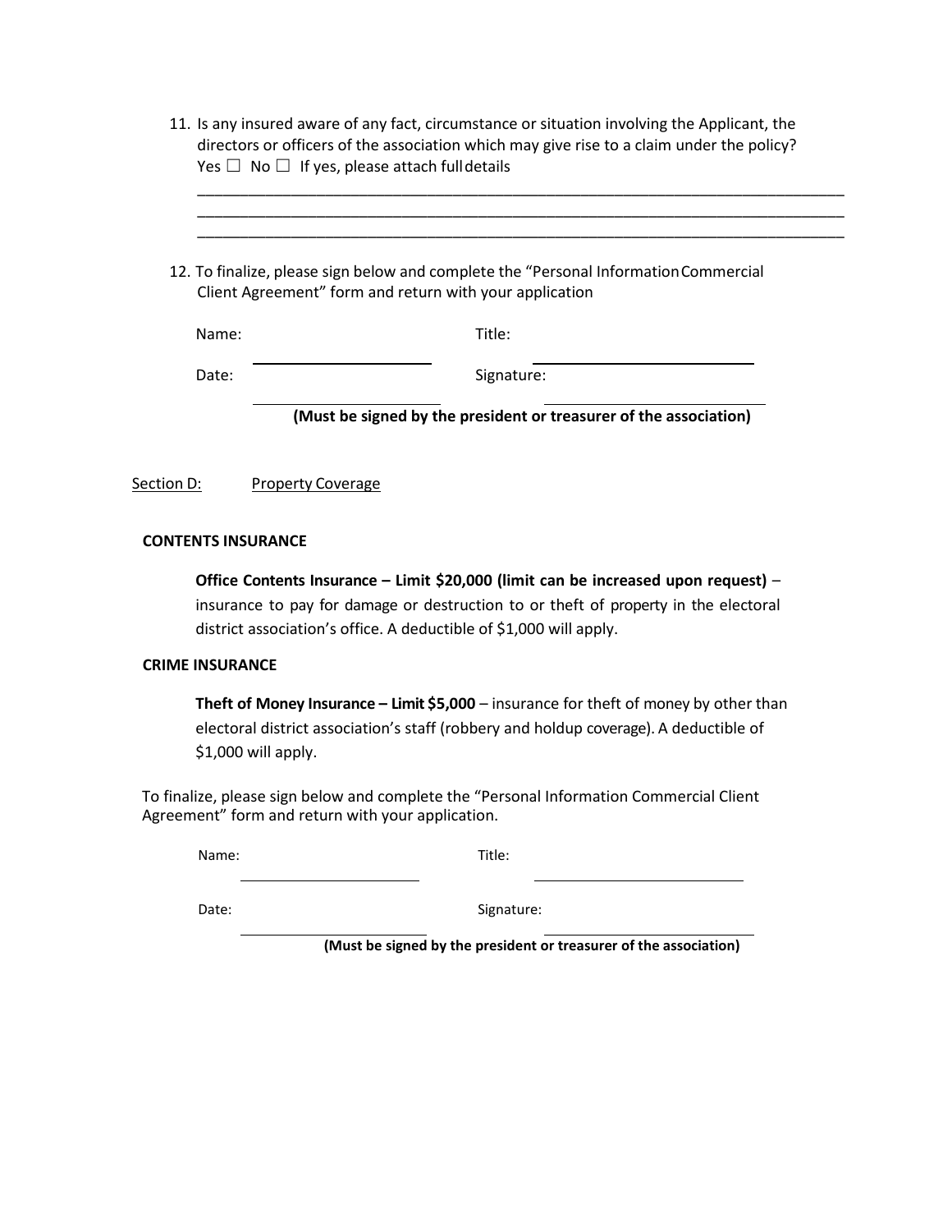11. Is any insured aware of any fact, circumstance or situation involving the Applicant, the directors or officers of the association which may give rise to a claim under the policy?
    Yes ☐ No ☐ If yes, please attach full details

    ______________________________________________________________________________
    ______________________________________________________________________________
    ______________________________________________________________________________

12. To finalize, please sign below and complete the "Personal Information Commercial Client Agreement" form and return with your application

    Name: ______________________ Title: ______________________

    Date: ______________________ Signature: ______________________

    **(Must be signed by the president or treasurer of the association)**

Section D: Property Coverage

**CONTENTS INSURANCE**

**Office Contents Insurance – Limit $20,000 (limit can be increased upon request)** – insurance to pay for damage or destruction to or theft of property in the electoral district association's office. A deductible of $1,000 will apply.

**CRIME INSURANCE**

**Theft of Money Insurance – Limit $5,000** – insurance for theft of money by other than electoral district association's staff (robbery and holdup coverage). A deductible of $1,000 will apply.

To finalize, please sign below and complete the "Personal Information Commercial Client Agreement" form and return with your application.

Name: ______________________ Title: ______________________

Date: ______________________ Signature: ______________________

**(Must be signed by the president or treasurer of the association)**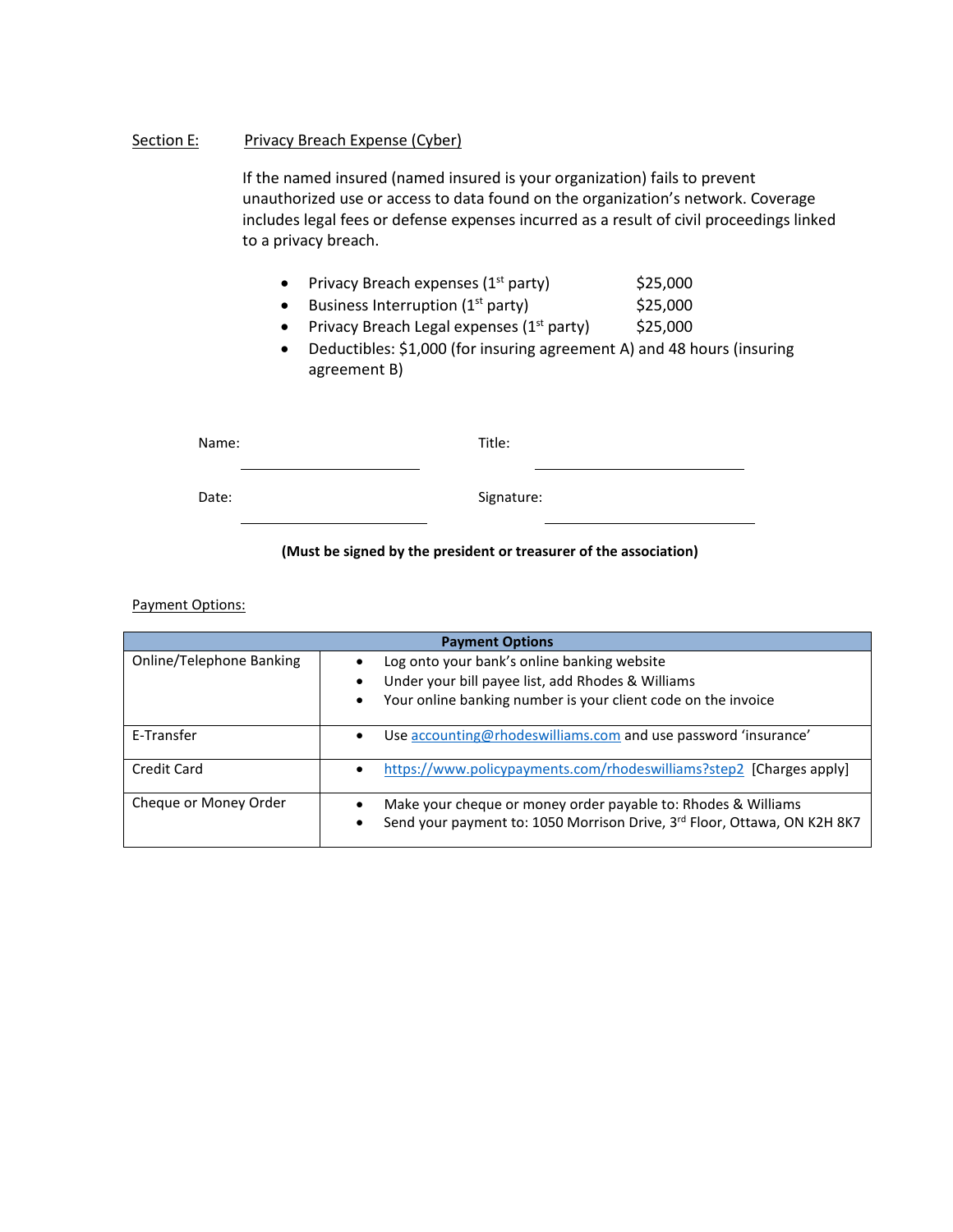Section E: Privacy Breach Expense (Cyber)

If the named insured (named insured is your organization) fails to prevent unauthorized use or access to data found on the organization's network. Coverage includes legal fees or defense expenses incurred as a result of civil proceedings linked to a privacy breach.

- Privacy Breach expenses (1st party) $25,000
- Business Interruption (1st party) $25,000
- Privacy Breach Legal expenses (1st party) $25,000
- Deductibles: $1,000 (for insuring agreement A) and 48 hours (insuring agreement B)

Name: ____________________ Title: ____________________

Date: ____________________ Signature: ____________________

**(Must be signed by the president or treasurer of the association)**

Payment Options:

| Payment Options | |
|---|---|
| Online/Telephone Banking | • Log onto your bank's online banking website<br>• Under your bill payee list, add Rhodes & Williams<br>• Your online banking number is your client code on the invoice |
| E-Transfer | • Use accounting@rhodeswilliams.com and use password 'insurance' |
| Credit Card | • https://www.policypayments.com/rhodeswilliams?step2 [Charges apply] |
| Cheque or Money Order | • Make your cheque or money order payable to: Rhodes & Williams<br>• Send your payment to: 1050 Morrison Drive, 3rd Floor, Ottawa, ON K2H 8K7 |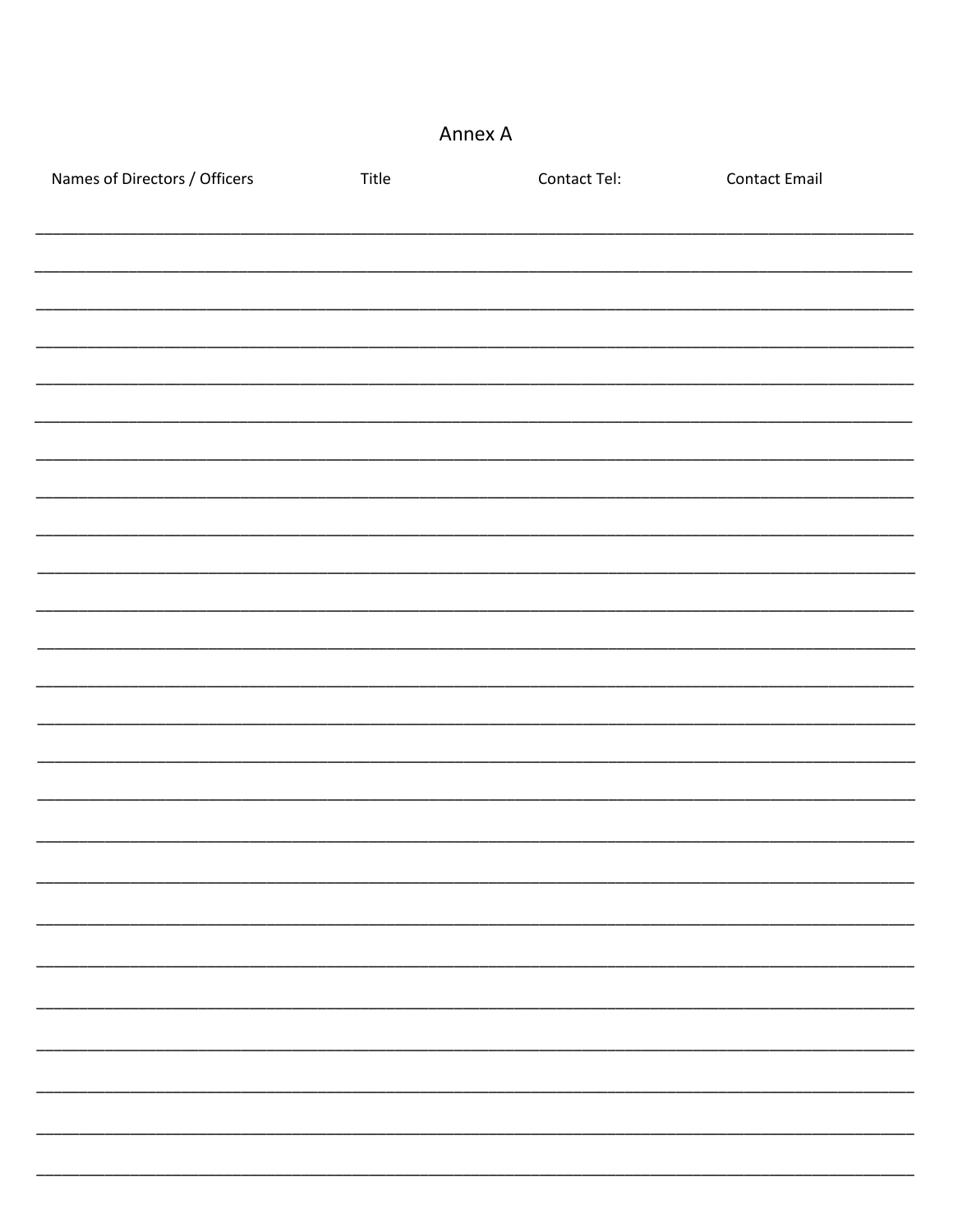# Annex A

| Names of Directors / Officers | Title | Contact Tel: | Contact Email |
|---|---|---|---|
| | | | |
| | | | |
| | | | |
| | | | |
| | | | |
| | | | |
| | | | |
| | | | |
| | | | |
| | | | |
| | | | |
| | | | |
| | | | |
| | | | |
| | | | |
| | | | |
| | | | |
| | | | |
| | | | |
| | | | |
| | | | |
| | | | |
| | | | |
| | | | |
| | | | |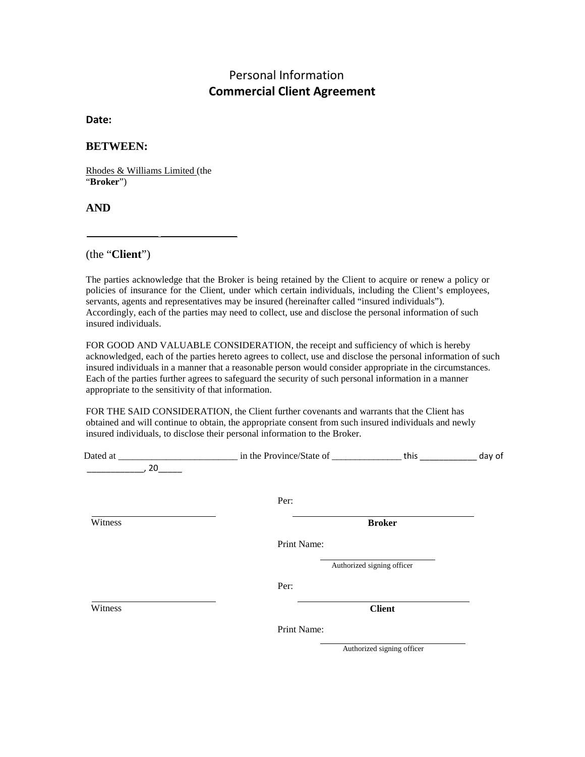Personal Information

## Commercial Client Agreement

**Date:**

**BETWEEN:**

Rhodes & Williams Limited (the "**Broker**")

**AND**

____________________________

(the "**Client**")

The parties acknowledge that the Broker is being retained by the Client to acquire or renew a policy or policies of insurance for the Client, under which certain individuals, including the Client's employees, servants, agents and representatives may be insured (hereinafter called "insured individuals"). Accordingly, each of the parties may need to collect, use and disclose the personal information of such insured individuals.

FOR GOOD AND VALUABLE CONSIDERATION, the receipt and sufficiency of which is hereby acknowledged, each of the parties hereto agrees to collect, use and disclose the personal information of such insured individuals in a manner that a reasonable person would consider appropriate in the circumstances. Each of the parties further agrees to safeguard the security of such personal information in a manner appropriate to the sensitivity of that information.

FOR THE SAID CONSIDERATION, the Client further covenants and warrants that the Client has obtained and will continue to obtain, the appropriate consent from such insured individuals and newly insured individuals, to disclose their personal information to the Broker.

Dated at ________________________ in the Province/State of ______________ this ____________ day of ____________, 20_____

Per:

______________________ ______________________

Witness **Broker**

Print Name:

______________________

Authorized signing officer

Per:

______________________ ______________________

Witness **Client**

Print Name:

______________________

Authorized signing officer